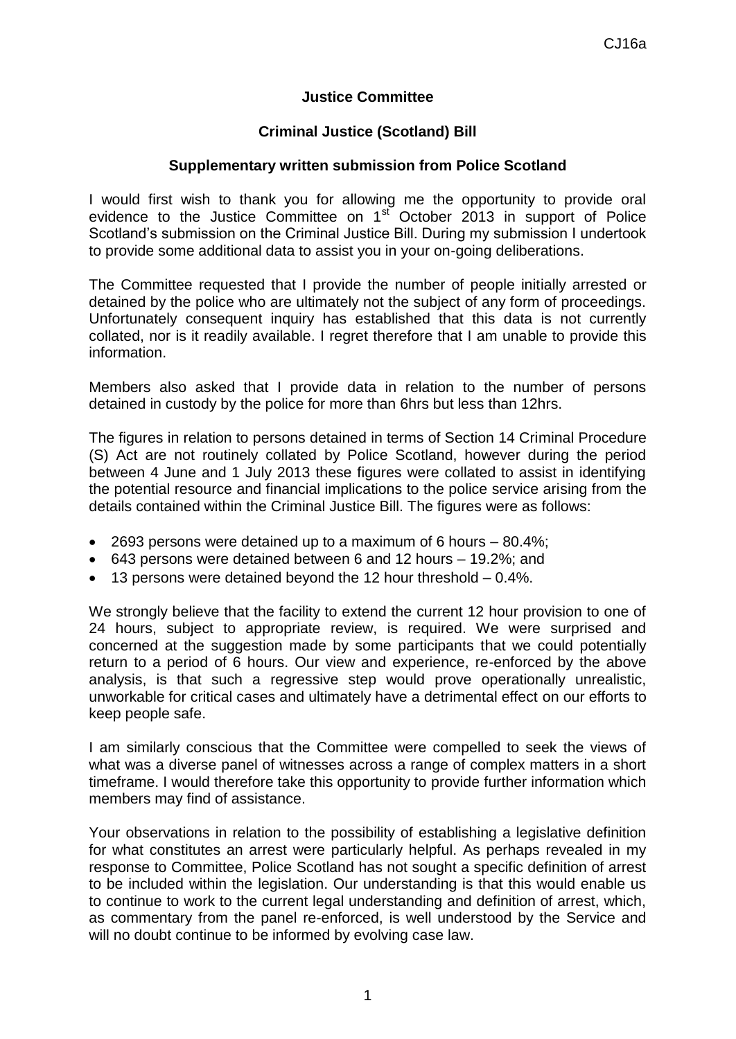**Justice Committee**

**Criminal Justice (Scotland) Bill**

**Supplementary written submission from Police Scotland**

I would first wish to thank you for allowing me the opportunity to provide oral evidence to the Justice Committee on 1st October 2013 in support of Police Scotland's submission on the Criminal Justice Bill. During my submission I undertook to provide some additional data to assist you in your on-going deliberations.

The Committee requested that I provide the number of people initially arrested or detained by the police who are ultimately not the subject of any form of proceedings. Unfortunately consequent inquiry has established that this data is not currently collated, nor is it readily available. I regret therefore that I am unable to provide this information.

Members also asked that I provide data in relation to the number of persons detained in custody by the police for more than 6hrs but less than 12hrs.

The figures in relation to persons detained in terms of Section 14 Criminal Procedure (S) Act are not routinely collated by Police Scotland, however during the period between 4 June and 1 July 2013 these figures were collated to assist in identifying the potential resource and financial implications to the police service arising from the details contained within the Criminal Justice Bill. The figures were as follows:

- 2693 persons were detained up to a maximum of 6 hours – 80.4%;
- 643 persons were detained between 6 and 12 hours – 19.2%; and
- 13 persons were detained beyond the 12 hour threshold – 0.4%.

We strongly believe that the facility to extend the current 12 hour provision to one of 24 hours, subject to appropriate review, is required. We were surprised and concerned at the suggestion made by some participants that we could potentially return to a period of 6 hours. Our view and experience, re-enforced by the above analysis, is that such a regressive step would prove operationally unrealistic, unworkable for critical cases and ultimately have a detrimental effect on our efforts to keep people safe.

I am similarly conscious that the Committee were compelled to seek the views of what was a diverse panel of witnesses across a range of complex matters in a short timeframe. I would therefore take this opportunity to provide further information which members may find of assistance.

Your observations in relation to the possibility of establishing a legislative definition for what constitutes an arrest were particularly helpful. As perhaps revealed in my response to Committee, Police Scotland has not sought a specific definition of arrest to be included within the legislation. Our understanding is that this would enable us to continue to work to the current legal understanding and definition of arrest, which, as commentary from the panel re-enforced, is well understood by the Service and will no doubt continue to be informed by evolving case law.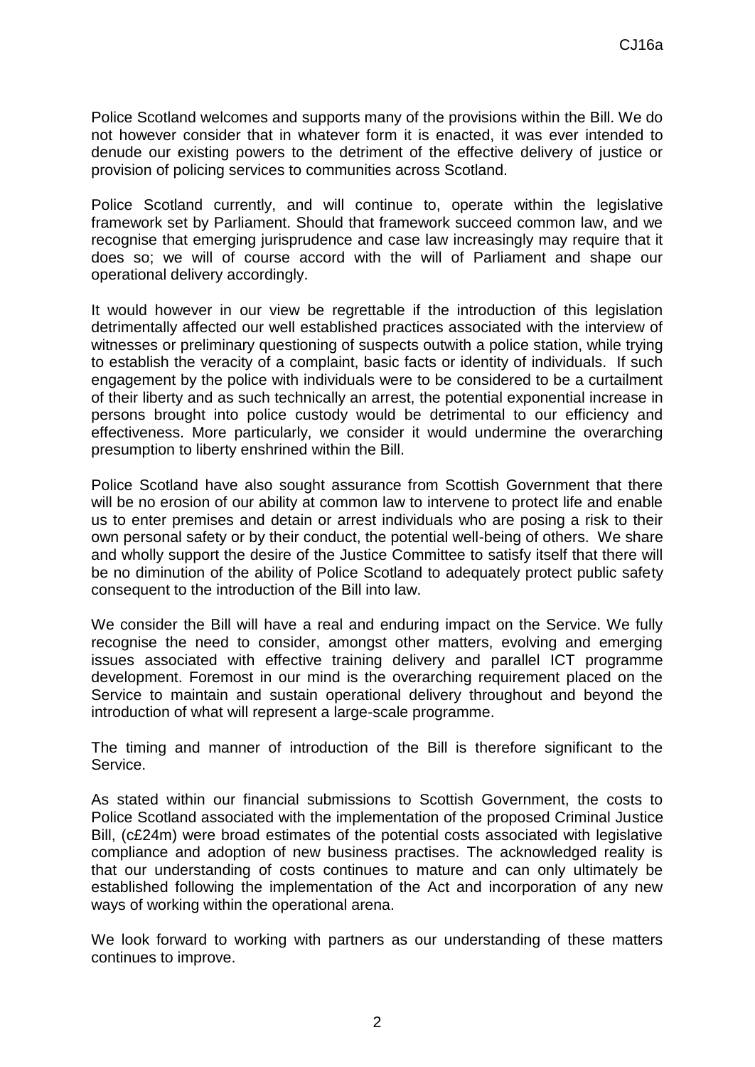Police Scotland welcomes and supports many of the provisions within the Bill. We do not however consider that in whatever form it is enacted, it was ever intended to denude our existing powers to the detriment of the effective delivery of justice or provision of policing services to communities across Scotland.

Police Scotland currently, and will continue to, operate within the legislative framework set by Parliament. Should that framework succeed common law, and we recognise that emerging jurisprudence and case law increasingly may require that it does so; we will of course accord with the will of Parliament and shape our operational delivery accordingly.

It would however in our view be regrettable if the introduction of this legislation detrimentally affected our well established practices associated with the interview of witnesses or preliminary questioning of suspects outwith a police station, while trying to establish the veracity of a complaint, basic facts or identity of individuals. If such engagement by the police with individuals were to be considered to be a curtailment of their liberty and as such technically an arrest, the potential exponential increase in persons brought into police custody would be detrimental to our efficiency and effectiveness. More particularly, we consider it would undermine the overarching presumption to liberty enshrined within the Bill.

Police Scotland have also sought assurance from Scottish Government that there will be no erosion of our ability at common law to intervene to protect life and enable us to enter premises and detain or arrest individuals who are posing a risk to their own personal safety or by their conduct, the potential well-being of others. We share and wholly support the desire of the Justice Committee to satisfy itself that there will be no diminution of the ability of Police Scotland to adequately protect public safety consequent to the introduction of the Bill into law.

We consider the Bill will have a real and enduring impact on the Service. We fully recognise the need to consider, amongst other matters, evolving and emerging issues associated with effective training delivery and parallel ICT programme development. Foremost in our mind is the overarching requirement placed on the Service to maintain and sustain operational delivery throughout and beyond the introduction of what will represent a large-scale programme.

The timing and manner of introduction of the Bill is therefore significant to the Service.

As stated within our financial submissions to Scottish Government, the costs to Police Scotland associated with the implementation of the proposed Criminal Justice Bill, (c£24m) were broad estimates of the potential costs associated with legislative compliance and adoption of new business practises. The acknowledged reality is that our understanding of costs continues to mature and can only ultimately be established following the implementation of the Act and incorporation of any new ways of working within the operational arena.

We look forward to working with partners as our understanding of these matters continues to improve.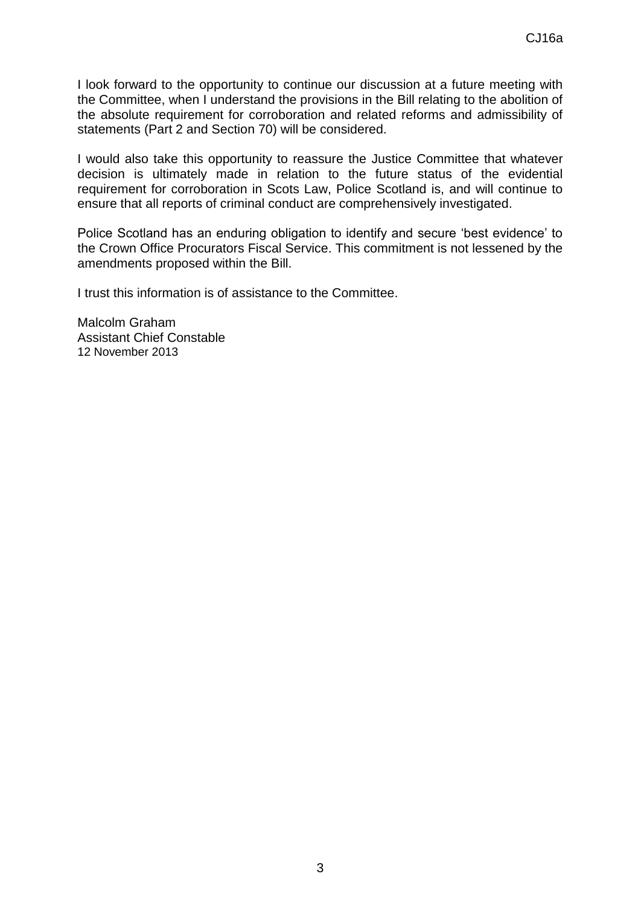I look forward to the opportunity to continue our discussion at a future meeting with the Committee, when I understand the provisions in the Bill relating to the abolition of the absolute requirement for corroboration and related reforms and admissibility of statements (Part 2 and Section 70) will be considered.

I would also take this opportunity to reassure the Justice Committee that whatever decision is ultimately made in relation to the future status of the evidential requirement for corroboration in Scots Law, Police Scotland is, and will continue to ensure that all reports of criminal conduct are comprehensively investigated.

Police Scotland has an enduring obligation to identify and secure 'best evidence' to the Crown Office Procurators Fiscal Service. This commitment is not lessened by the amendments proposed within the Bill.

I trust this information is of assistance to the Committee.

Malcolm Graham
Assistant Chief Constable
12 November 2013